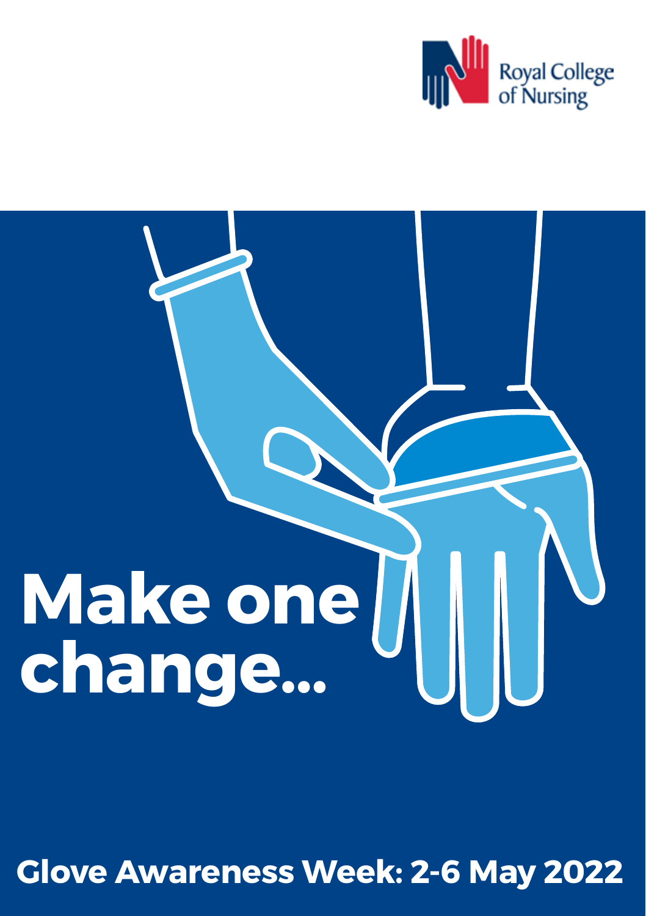Royal College of Nursing

# Make one change...

**Glove Awareness Week: 2-6 May 2022**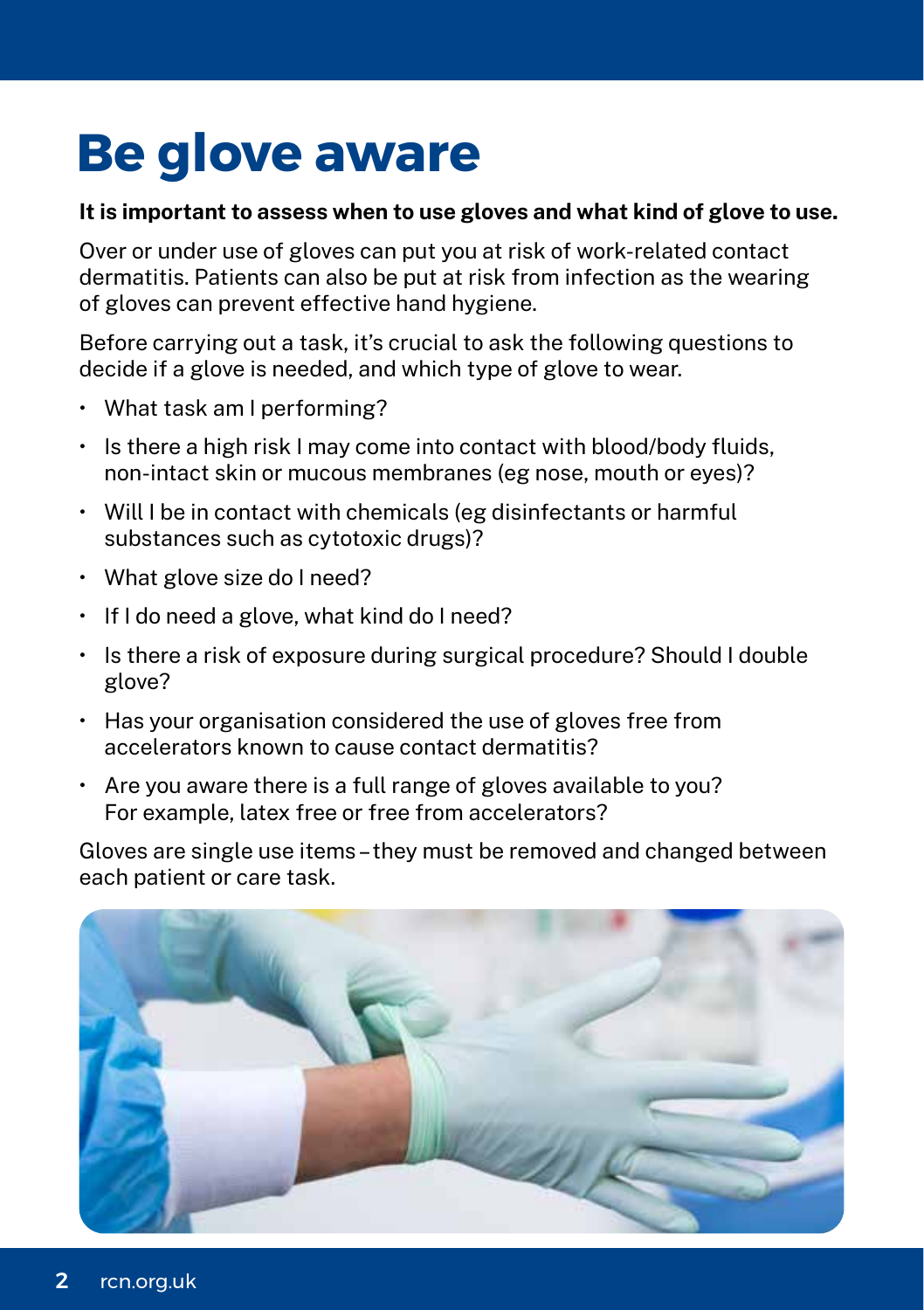# Be glove aware

**It is important to assess when to use gloves and what kind of glove to use.**

Over or under use of gloves can put you at risk of work-related contact dermatitis. Patients can also be put at risk from infection as the wearing of gloves can prevent effective hand hygiene.

Before carrying out a task, it's crucial to ask the following questions to decide if a glove is needed, and which type of glove to wear.

- What task am I performing?
- Is there a high risk I may come into contact with blood/body fluids, non-intact skin or mucous membranes (eg nose, mouth or eyes)?
- Will I be in contact with chemicals (eg disinfectants or harmful substances such as cytotoxic drugs)?
- What glove size do I need?
- If I do need a glove, what kind do I need?
- Is there a risk of exposure during surgical procedure? Should I double glove?
- Has your organisation considered the use of gloves free from accelerators known to cause contact dermatitis?
- Are you aware there is a full range of gloves available to you? For example, latex free or free from accelerators?

Gloves are single use items – they must be removed and changed between each patient or care task.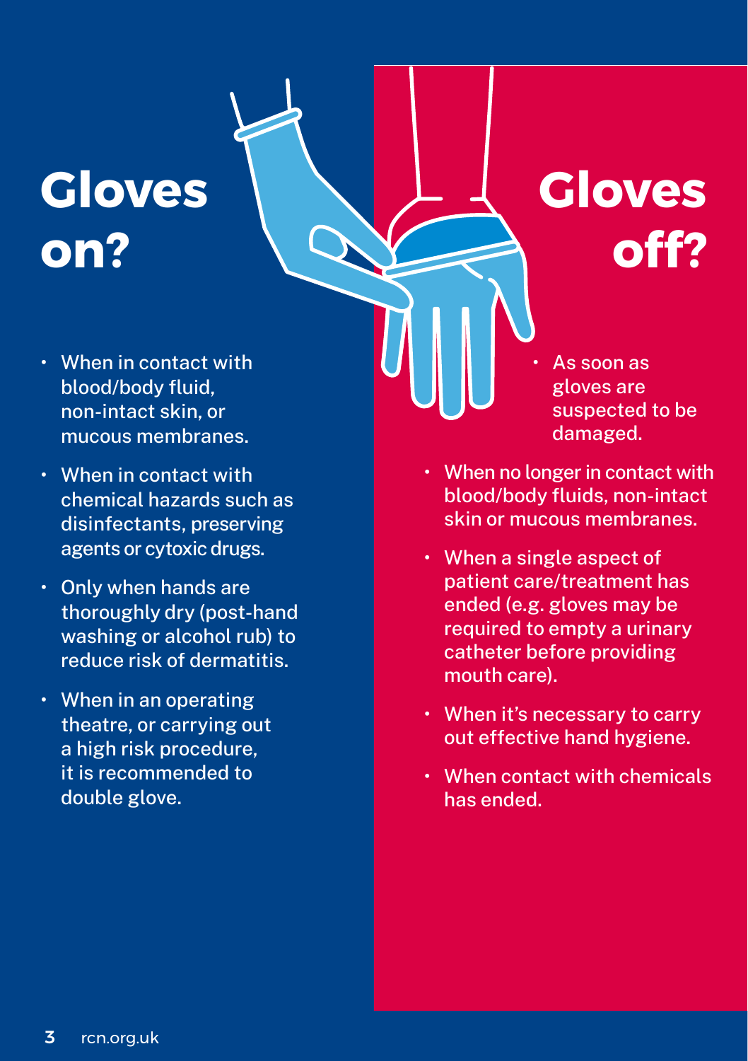## Gloves on?

- When in contact with blood/body fluid, non-intact skin, or mucous membranes.
- When in contact with chemical hazards such as disinfectants, preserving agents or cytoxic drugs.
- Only when hands are thoroughly dry (post-hand washing or alcohol rub) to reduce risk of dermatitis.
- When in an operating theatre, or carrying out a high risk procedure, it is recommended to double glove.

## Gloves off?

- As soon as gloves are suspected to be damaged.
- When no longer in contact with blood/body fluids, non-intact skin or mucous membranes.
- When a single aspect of patient care/treatment has ended (e.g. gloves may be required to empty a urinary catheter before providing mouth care).
- When it's necessary to carry out effective hand hygiene.
- When contact with chemicals has ended.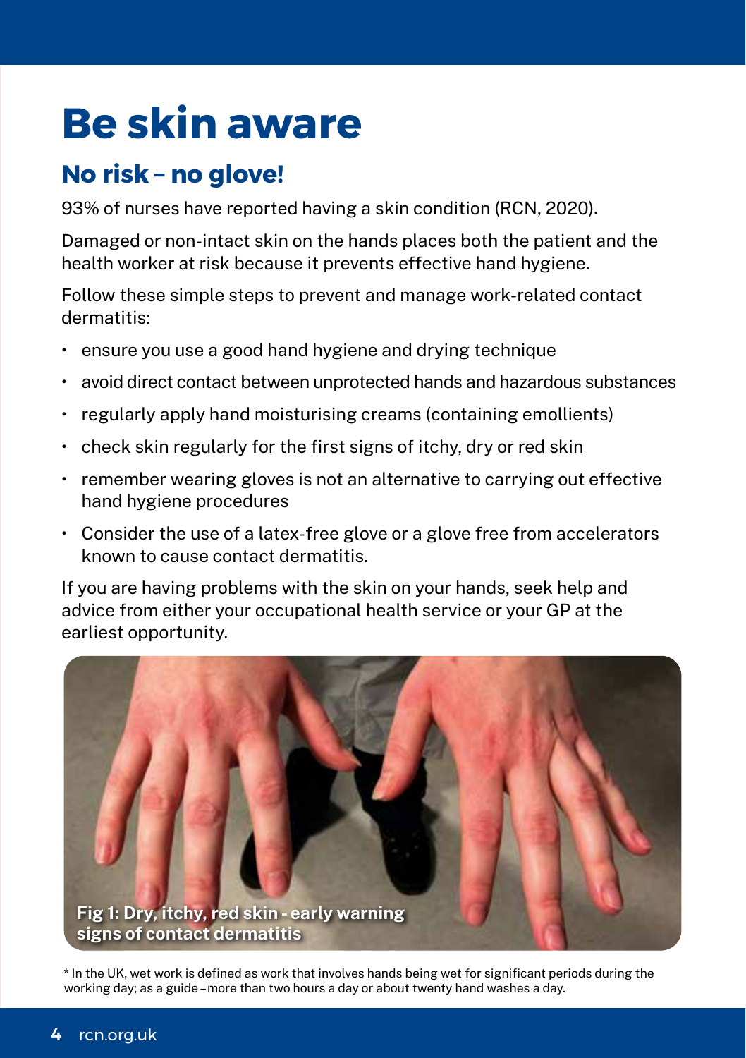# Be skin aware

## No risk – no glove!

93% of nurses have reported having a skin condition (RCN, 2020).

Damaged or non-intact skin on the hands places both the patient and the health worker at risk because it prevents effective hand hygiene.

Follow these simple steps to prevent and manage work-related contact dermatitis:

- ensure you use a good hand hygiene and drying technique
- avoid direct contact between unprotected hands and hazardous substances
- regularly apply hand moisturising creams (containing emollients)
- check skin regularly for the first signs of itchy, dry or red skin
- remember wearing gloves is not an alternative to carrying out effective hand hygiene procedures
- Consider the use of a latex-free glove or a glove free from accelerators known to cause contact dermatitis.

If you are having problems with the skin on your hands, seek help and advice from either your occupational health service or your GP at the earliest opportunity.

**Fig 1: Dry, itchy, red skin - early warning signs of contact dermatitis**

* In the UK, wet work is defined as work that involves hands being wet for significant periods during the working day; as a guide – more than two hours a day or about twenty hand washes a day.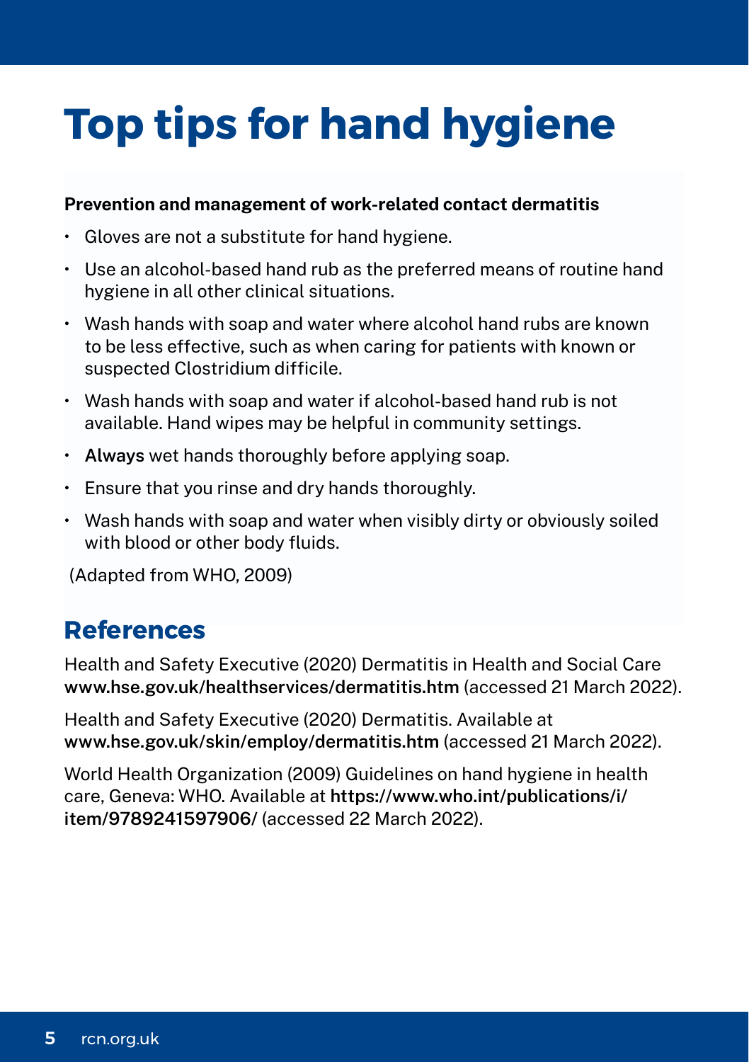# Top tips for hand hygiene

**Prevention and management of work-related contact dermatitis**

- Gloves are not a substitute for hand hygiene.
- Use an alcohol-based hand rub as the preferred means of routine hand hygiene in all other clinical situations.
- Wash hands with soap and water where alcohol hand rubs are known to be less effective, such as when caring for patients with known or suspected Clostridium difficile.
- Wash hands with soap and water if alcohol-based hand rub is not available. Hand wipes may be helpful in community settings.
- **Always** wet hands thoroughly before applying soap.
- Ensure that you rinse and dry hands thoroughly.
- Wash hands with soap and water when visibly dirty or obviously soiled with blood or other body fluids.

(Adapted from WHO, 2009)

## References

Health and Safety Executive (2020) Dermatitis in Health and Social Care **www.hse.gov.uk/healthservices/dermatitis.htm** (accessed 21 March 2022).

Health and Safety Executive (2020) Dermatitis. Available at **www.hse.gov.uk/skin/employ/dermatitis.htm** (accessed 21 March 2022).

World Health Organization (2009) Guidelines on hand hygiene in health care, Geneva: WHO. Available at **https://www.who.int/publications/i/item/9789241597906/** (accessed 22 March 2022).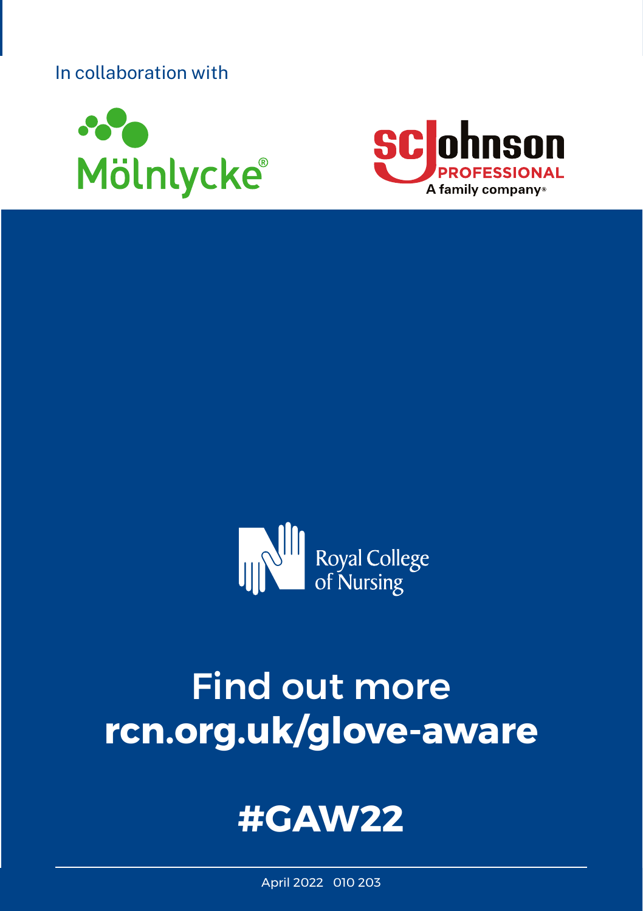In collaboration with

Mölnlycke®

SC Johnson PROFESSIONAL
A family company®

Royal College of Nursing

# Find out more
# rcn.org.uk/glove-aware

## #GAW22

April 2022 010 203